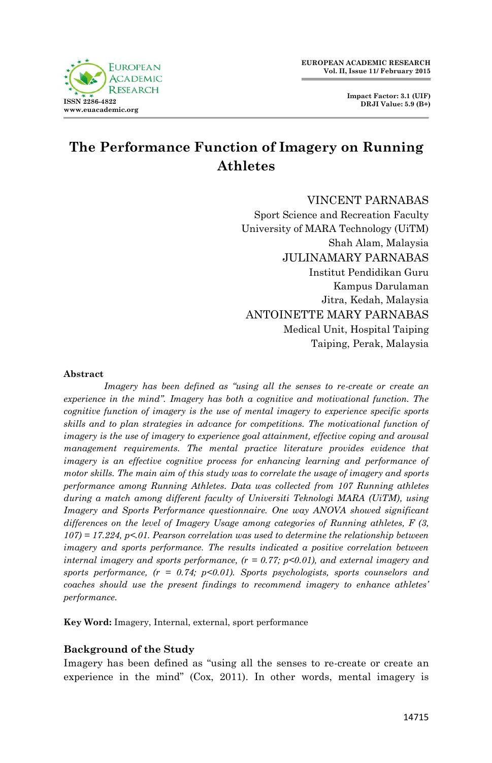# The Performance Function of Imagery on Running Athletes

VINCENT PARNABAS
Sport Science and Recreation Faculty
University of MARA Technology (UiTM)
Shah Alam, Malaysia

JULINAMARY PARNABAS
Institut Pendidikan Guru
Kampus Darulaman
Jitra, Kedah, Malaysia

ANTOINETTE MARY PARNABAS
Medical Unit, Hospital Taiping
Taiping, Perak, Malaysia

**Abstract**

*Imagery has been defined as "using all the senses to re-create or create an experience in the mind". Imagery has both a cognitive and motivational function. The cognitive function of imagery is the use of mental imagery to experience specific sports skills and to plan strategies in advance for competitions. The motivational function of imagery is the use of imagery to experience goal attainment, effective coping and arousal management requirements. The mental practice literature provides evidence that imagery is an effective cognitive process for enhancing learning and performance of motor skills. The main aim of this study was to correlate the usage of imagery and sports performance among Running Athletes. Data was collected from 107 Running athletes during a match among different faculty of Universiti Teknologi MARA (UiTM), using Imagery and Sports Performance questionnaire. One way ANOVA showed significant differences on the level of Imagery Usage among categories of Running athletes, $F(3, 107) = 17.224$, $p<.01$. Pearson correlation was used to determine the relationship between imagery and sports performance. The results indicated a positive correlation between internal imagery and sports performance, ($r = 0.77$; $p<0.01$), and external imagery and sports performance, ($r = 0.74$; $p<0.01$). Sports psychologists, sports counselors and coaches should use the present findings to recommend imagery to enhance athletes' performance.*

**Key Word:** Imagery, Internal, external, sport performance

## Background of the Study

Imagery has been defined as "using all the senses to re-create or create an experience in the mind" (Cox, 2011). In other words, mental imagery is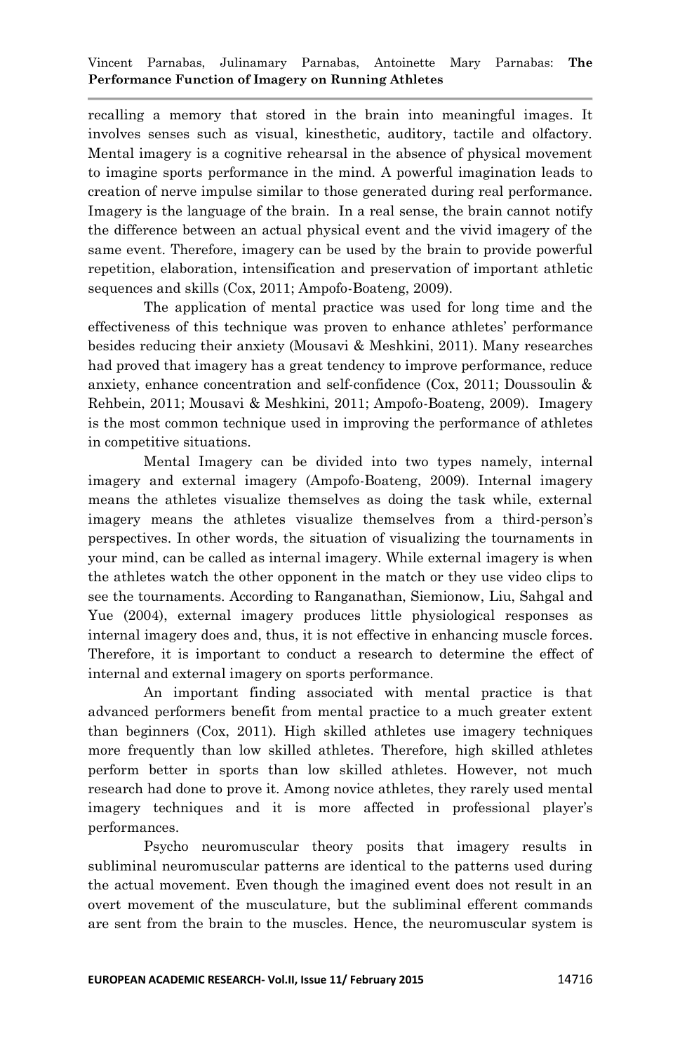recalling a memory that stored in the brain into meaningful images. It involves senses such as visual, kinesthetic, auditory, tactile and olfactory. Mental imagery is a cognitive rehearsal in the absence of physical movement to imagine sports performance in the mind. A powerful imagination leads to creation of nerve impulse similar to those generated during real performance. Imagery is the language of the brain. In a real sense, the brain cannot notify the difference between an actual physical event and the vivid imagery of the same event. Therefore, imagery can be used by the brain to provide powerful repetition, elaboration, intensification and preservation of important athletic sequences and skills (Cox, 2011; Ampofo-Boateng, 2009).

The application of mental practice was used for long time and the effectiveness of this technique was proven to enhance athletes' performance besides reducing their anxiety (Mousavi & Meshkini, 2011). Many researches had proved that imagery has a great tendency to improve performance, reduce anxiety, enhance concentration and self-confidence (Cox, 2011; Doussoulin & Rehbein, 2011; Mousavi & Meshkini, 2011; Ampofo-Boateng, 2009). Imagery is the most common technique used in improving the performance of athletes in competitive situations.

Mental Imagery can be divided into two types namely, internal imagery and external imagery (Ampofo-Boateng, 2009). Internal imagery means the athletes visualize themselves as doing the task while, external imagery means the athletes visualize themselves from a third-person's perspectives. In other words, the situation of visualizing the tournaments in your mind, can be called as internal imagery. While external imagery is when the athletes watch the other opponent in the match or they use video clips to see the tournaments. According to Ranganathan, Siemionow, Liu, Sahgal and Yue (2004), external imagery produces little physiological responses as internal imagery does and, thus, it is not effective in enhancing muscle forces. Therefore, it is important to conduct a research to determine the effect of internal and external imagery on sports performance.

An important finding associated with mental practice is that advanced performers benefit from mental practice to a much greater extent than beginners (Cox, 2011). High skilled athletes use imagery techniques more frequently than low skilled athletes. Therefore, high skilled athletes perform better in sports than low skilled athletes. However, not much research had done to prove it. Among novice athletes, they rarely used mental imagery techniques and it is more affected in professional player's performances.

Psycho neuromuscular theory posits that imagery results in subliminal neuromuscular patterns are identical to the patterns used during the actual movement. Even though the imagined event does not result in an overt movement of the musculature, but the subliminal efferent commands are sent from the brain to the muscles. Hence, the neuromuscular system is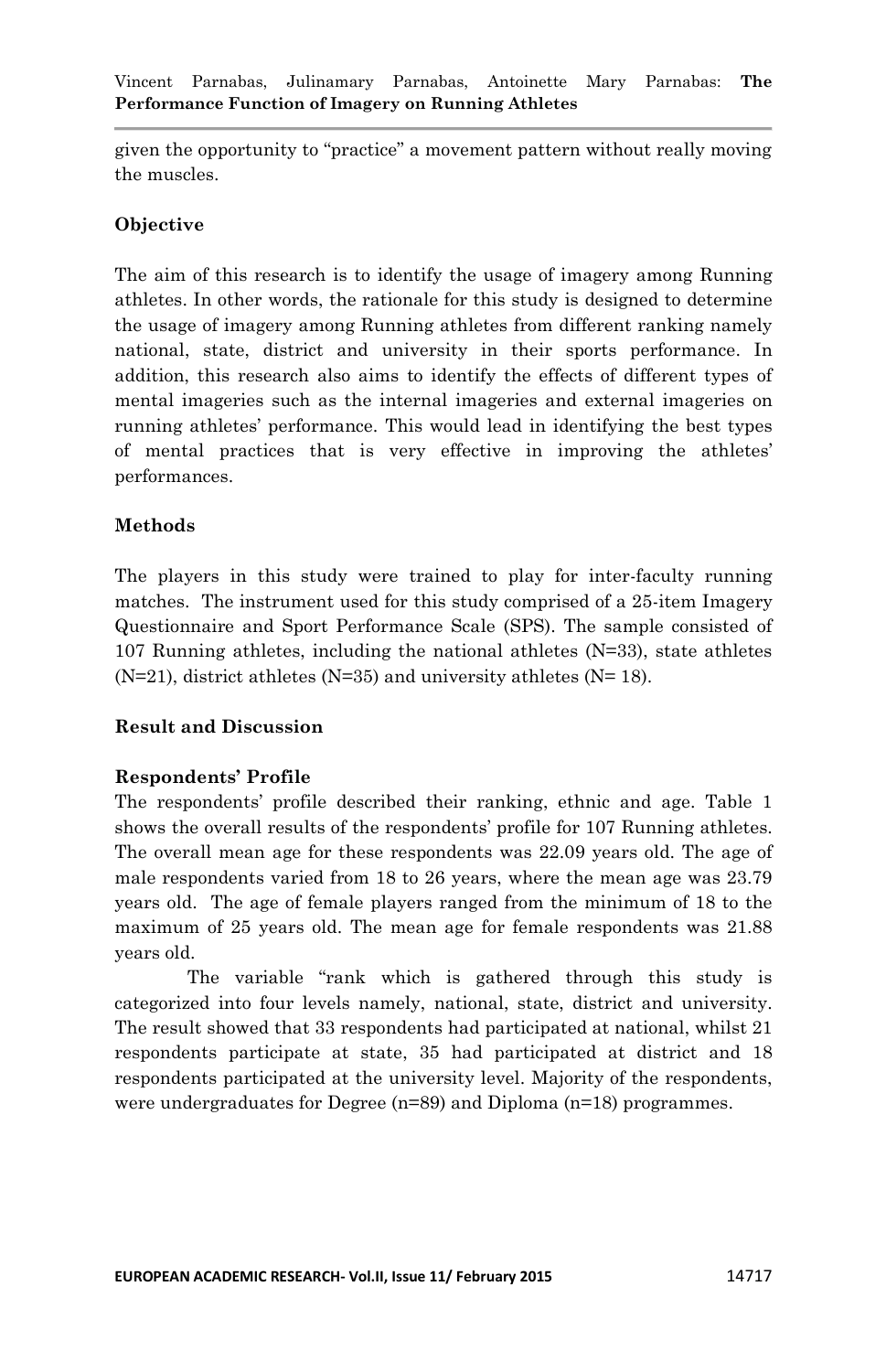given the opportunity to "practice" a movement pattern without really moving the muscles.

## Objective

The aim of this research is to identify the usage of imagery among Running athletes. In other words, the rationale for this study is designed to determine the usage of imagery among Running athletes from different ranking namely national, state, district and university in their sports performance. In addition, this research also aims to identify the effects of different types of mental imageries such as the internal imageries and external imageries on running athletes' performance. This would lead in identifying the best types of mental practices that is very effective in improving the athletes' performances.

## Methods

The players in this study were trained to play for inter-faculty running matches. The instrument used for this study comprised of a 25-item Imagery Questionnaire and Sport Performance Scale (SPS). The sample consisted of 107 Running athletes, including the national athletes (N=33), state athletes (N=21), district athletes (N=35) and university athletes (N= 18).

## Result and Discussion

### Respondents' Profile

The respondents' profile described their ranking, ethnic and age. Table 1 shows the overall results of the respondents' profile for 107 Running athletes. The overall mean age for these respondents was 22.09 years old. The age of male respondents varied from 18 to 26 years, where the mean age was 23.79 years old. The age of female players ranged from the minimum of 18 to the maximum of 25 years old. The mean age for female respondents was 21.88 years old.

The variable "rank which is gathered through this study is categorized into four levels namely, national, state, district and university. The result showed that 33 respondents had participated at national, whilst 21 respondents participate at state, 35 had participated at district and 18 respondents participated at the university level. Majority of the respondents, were undergraduates for Degree (n=89) and Diploma (n=18) programmes.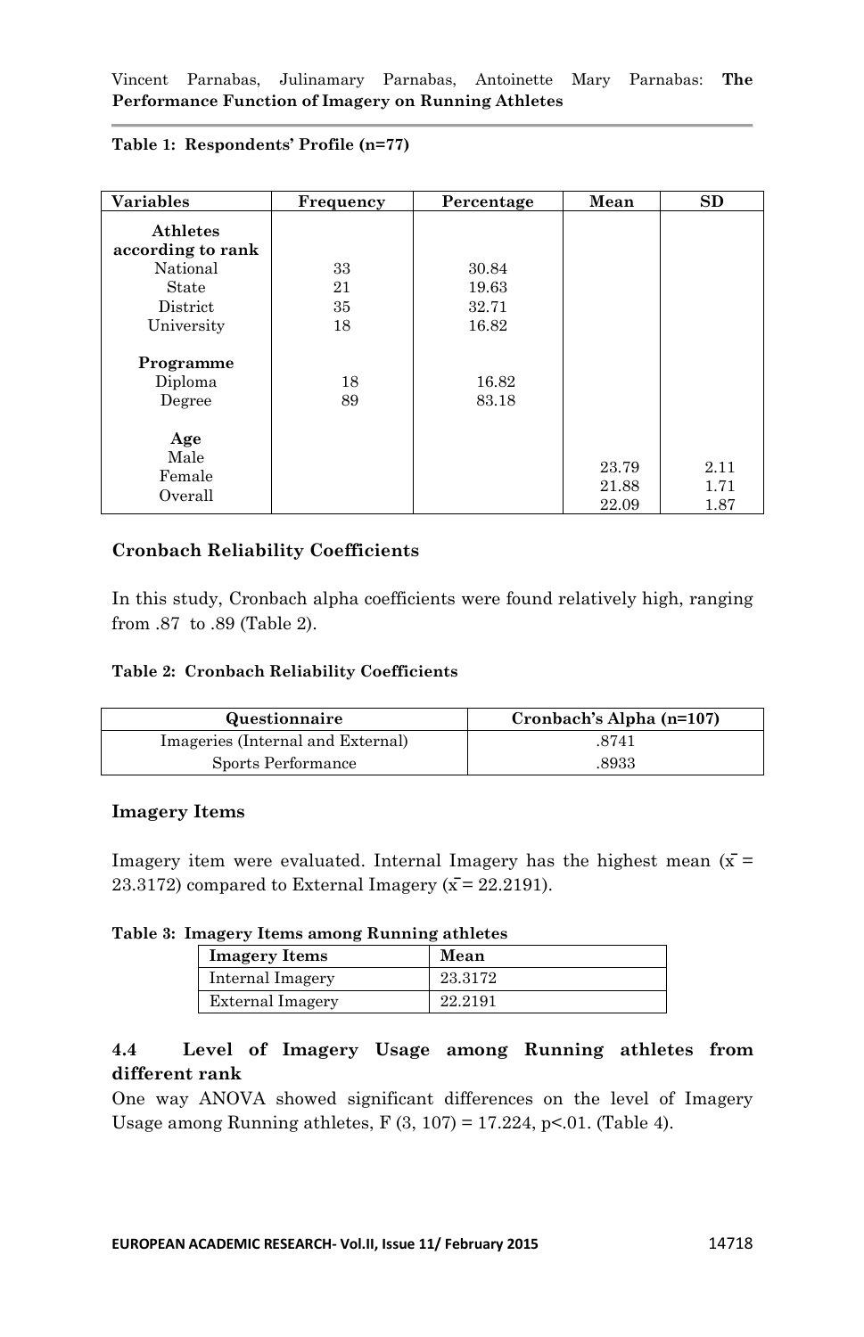**Table 1: Respondents' Profile (n=77)**

| Variables | Frequency | Percentage | Mean | SD |
|---|---|---|---|---|
| **Athletes according to rank** | | | | |
| National | 33 | 30.84 | | |
| State | 21 | 19.63 | | |
| District | 35 | 32.71 | | |
| University | 18 | 16.82 | | |
| **Programme** | | | | |
| Diploma | 18 | 16.82 | | |
| Degree | 89 | 83.18 | | |
| **Age** | | | | |
| Male | | | 23.79 | 2.11 |
| Female | | | 21.88 | 1.71 |
| Overall | | | 22.09 | 1.87 |

### Cronbach Reliability Coefficients

In this study, Cronbach alpha coefficients were found relatively high, ranging from .87 to .89 (Table 2).

**Table 2: Cronbach Reliability Coefficients**

| Questionnaire | Cronbach's Alpha (n=107) |
|---|---|
| Imageries (Internal and External) | .8741 |
| Sports Performance | .8933 |

### Imagery Items

Imagery item were evaluated. Internal Imagery has the highest mean ($\bar{x}$ = 23.3172) compared to External Imagery ($\bar{x}$ = 22.2191).

**Table 3: Imagery Items among Running athletes**

| Imagery Items | Mean |
|---|---|
| Internal Imagery | 23.3172 |
| External Imagery | 22.2191 |

### 4.4 Level of Imagery Usage among Running athletes from different rank

One way ANOVA showed significant differences on the level of Imagery Usage among Running athletes, $F(3, 107) = 17.224$, $p<.01$. (Table 4).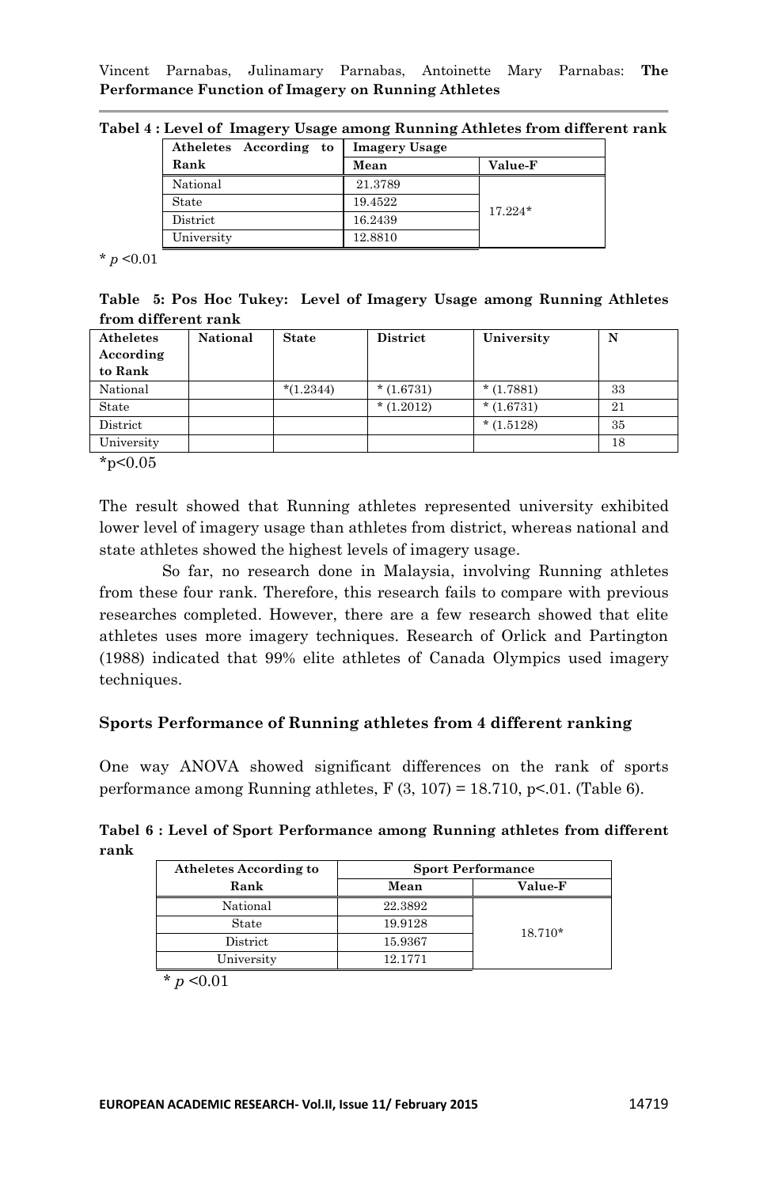**Tabel 4 : Level of Imagery Usage among Running Athletes from different rank**

| Atheletes According to Rank | Imagery Usage | |
|---|---|---|
| | Mean | Value-F |
| National | 21.3789 | 17.224* |
| State | 19.4522 | |
| District | 16.2439 | |
| University | 12.8810 | |

\* $p$ <0.01

**Table 5: Pos Hoc Tukey: Level of Imagery Usage among Running Athletes from different rank**

| Atheletes According to Rank | National | State | District | University | N |
|---|---|---|---|---|---|
| National | | *(1.2344) | * (1.6731) | * (1.7881) | 33 |
| State | | | * (1.2012) | * (1.6731) | 21 |
| District | | | | * (1.5128) | 35 |
| University | | | | | 18 |

\*p<0.05

The result showed that Running athletes represented university exhibited lower level of imagery usage than athletes from district, whereas national and state athletes showed the highest levels of imagery usage.

So far, no research done in Malaysia, involving Running athletes from these four rank. Therefore, this research fails to compare with previous researches completed. However, there are a few research showed that elite athletes uses more imagery techniques. Research of Orlick and Partington (1988) indicated that 99% elite athletes of Canada Olympics used imagery techniques.

### Sports Performance of Running athletes from 4 different ranking

One way ANOVA showed significant differences on the rank of sports performance among Running athletes, $F(3, 107) = 18.710$, $p<.01$. (Table 6).

**Tabel 6 : Level of Sport Performance among Running athletes from different rank**

| Atheletes According to Rank | Sport Performance | |
|---|---|---|
| | Mean | Value-F |
| National | 22.3892 | 18.710* |
| State | 19.9128 | |
| District | 15.9367 | |
| University | 12.1771 | |

\* $p$ <0.01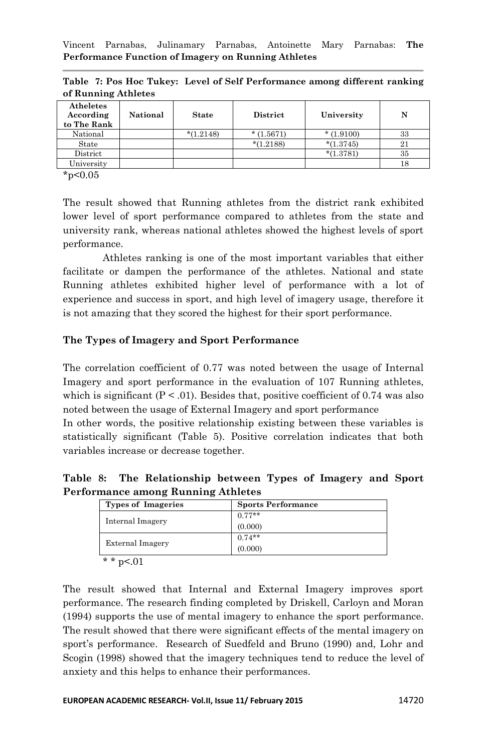**Table 7: Pos Hoc Tukey: Level of Self Performance among different ranking of Running Athletes**

| Atheletes According to The Rank | National | State | District | University | N |
|---|---|---|---|---|---|
| National | | *(1.2148) | * (1.5671) | * (1.9100) | 33 |
| State | | | *(1.2188) | *(1.3745) | 21 |
| District | | | | *(1.3781) | 35 |
| University | | | | | 18 |

*p<0.05

The result showed that Running athletes from the district rank exhibited lower level of sport performance compared to athletes from the state and university rank, whereas national athletes showed the highest levels of sport performance.

Athletes ranking is one of the most important variables that either facilitate or dampen the performance of the athletes. National and state Running athletes exhibited higher level of performance with a lot of experience and success in sport, and high level of imagery usage, therefore it is not amazing that they scored the highest for their sport performance.

### The Types of Imagery and Sport Performance

The correlation coefficient of 0.77 was noted between the usage of Internal Imagery and sport performance in the evaluation of 107 Running athletes, which is significant ($P < .01$). Besides that, positive coefficient of 0.74 was also noted between the usage of External Imagery and sport performance
In other words, the positive relationship existing between these variables is statistically significant (Table 5). Positive correlation indicates that both variables increase or decrease together.

**Table 8: The Relationship between Types of Imagery and Sport Performance among Running Athletes**

| Types of Imageries | Sports Performance |
|---|---|
| Internal Imagery | 0.77** (0.000) |
| External Imagery | 0.74** (0.000) |

* * p<.01

The result showed that Internal and External Imagery improves sport performance. The research finding completed by Driskell, Carloyn and Moran (1994) supports the use of mental imagery to enhance the sport performance. The result showed that there were significant effects of the mental imagery on sport's performance. Research of Suedfeld and Bruno (1990) and, Lohr and Scogin (1998) showed that the imagery techniques tend to reduce the level of anxiety and this helps to enhance their performances.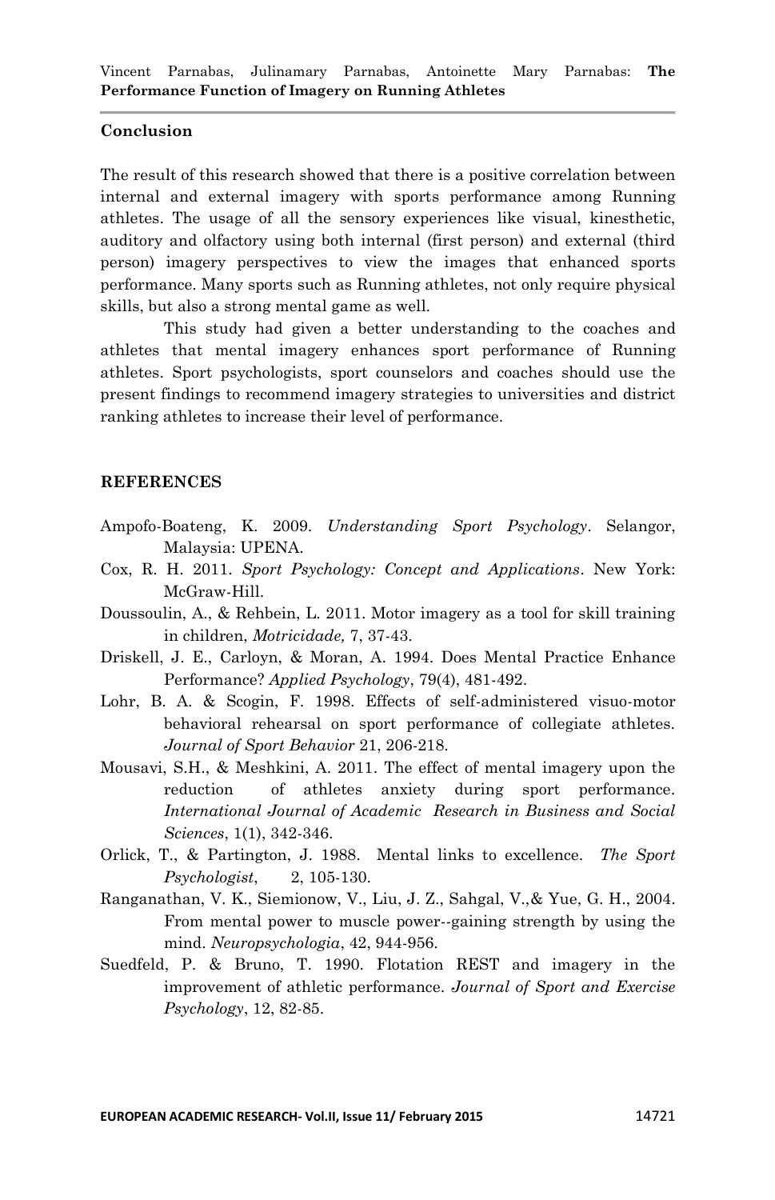## Conclusion

The result of this research showed that there is a positive correlation between internal and external imagery with sports performance among Running athletes. The usage of all the sensory experiences like visual, kinesthetic, auditory and olfactory using both internal (first person) and external (third person) imagery perspectives to view the images that enhanced sports performance. Many sports such as Running athletes, not only require physical skills, but also a strong mental game as well.

This study had given a better understanding to the coaches and athletes that mental imagery enhances sport performance of Running athletes. Sport psychologists, sport counselors and coaches should use the present findings to recommend imagery strategies to universities and district ranking athletes to increase their level of performance.

## REFERENCES

Ampofo-Boateng, K. 2009. *Understanding Sport Psychology*. Selangor, Malaysia: UPENA.

Cox, R. H. 2011. *Sport Psychology: Concept and Applications*. New York: McGraw-Hill.

Doussoulin, A., & Rehbein, L. 2011. Motor imagery as a tool for skill training in children, *Motricidade,* 7, 37-43.

Driskell, J. E., Carloyn, & Moran, A. 1994. Does Mental Practice Enhance Performance? *Applied Psychology*, 79(4), 481-492.

Lohr, B. A. & Scogin, F. 1998. Effects of self-administered visuo-motor behavioral rehearsal on sport performance of collegiate athletes. *Journal of Sport Behavior* 21, 206-218.

Mousavi, S.H., & Meshkini, A. 2011. The effect of mental imagery upon the reduction of athletes anxiety during sport performance. *International Journal of Academic Research in Business and Social Sciences*, 1(1), 342-346.

Orlick, T., & Partington, J. 1988. Mental links to excellence. *The Sport Psychologist*, 2, 105-130.

Ranganathan, V. K., Siemionow, V., Liu, J. Z., Sahgal, V.,& Yue, G. H., 2004. From mental power to muscle power--gaining strength by using the mind. *Neuropsychologia*, 42, 944-956.

Suedfeld, P. & Bruno, T. 1990. Flotation REST and imagery in the improvement of athletic performance. *Journal of Sport and Exercise Psychology*, 12, 82-85.